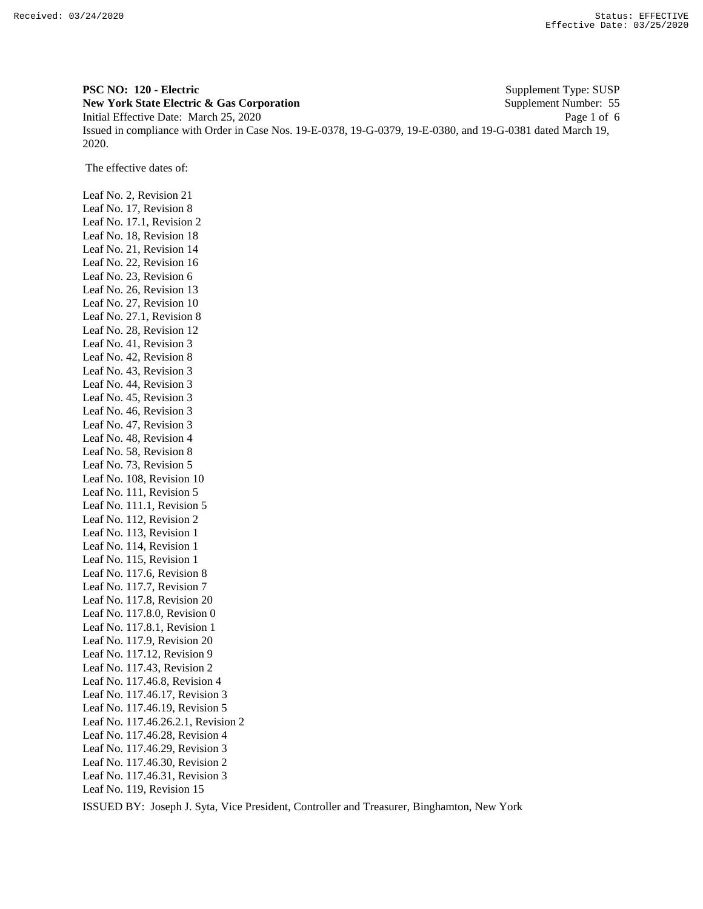Received: 03/24/2020 Status: EFFECTIVE
Effective Date: 03/25/2020

**PSC NO: 120 - Electric** Supplement Type: SUSP
**New York State Electric & Gas Corporation** Supplement Number: 55
Initial Effective Date: March 25, 2020
Issued in compliance with Order in Case Nos. 19-E-0378, 19-G-0379, 19-E-0380, and 19-G-0381 dated March 19, 2020.

The effective dates of:

Leaf No. 2, Revision 21
Leaf No. 17, Revision 8
Leaf No. 17.1, Revision 2
Leaf No. 18, Revision 18
Leaf No. 21, Revision 14
Leaf No. 22, Revision 16
Leaf No. 23, Revision 6
Leaf No. 26, Revision 13
Leaf No. 27, Revision 10
Leaf No. 27.1, Revision 8
Leaf No. 28, Revision 12
Leaf No. 41, Revision 3
Leaf No. 42, Revision 8
Leaf No. 43, Revision 3
Leaf No. 44, Revision 3
Leaf No. 45, Revision 3
Leaf No. 46, Revision 3
Leaf No. 47, Revision 3
Leaf No. 48, Revision 4
Leaf No. 58, Revision 8
Leaf No. 73, Revision 5
Leaf No. 108, Revision 10
Leaf No. 111, Revision 5
Leaf No. 111.1, Revision 5
Leaf No. 112, Revision 2
Leaf No. 113, Revision 1
Leaf No. 114, Revision 1
Leaf No. 115, Revision 1
Leaf No. 117.6, Revision 8
Leaf No. 117.7, Revision 7
Leaf No. 117.8, Revision 20
Leaf No. 117.8.0, Revision 0
Leaf No. 117.8.1, Revision 1
Leaf No. 117.9, Revision 20
Leaf No. 117.12, Revision 9
Leaf No. 117.43, Revision 2
Leaf No. 117.46.8, Revision 4
Leaf No. 117.46.17, Revision 3
Leaf No. 117.46.19, Revision 5
Leaf No. 117.46.26.2.1, Revision 2
Leaf No. 117.46.28, Revision 4
Leaf No. 117.46.29, Revision 3
Leaf No. 117.46.30, Revision 2
Leaf No. 117.46.31, Revision 3
Leaf No. 119, Revision 15

ISSUED BY: Joseph J. Syta, Vice President, Controller and Treasurer, Binghamton, New York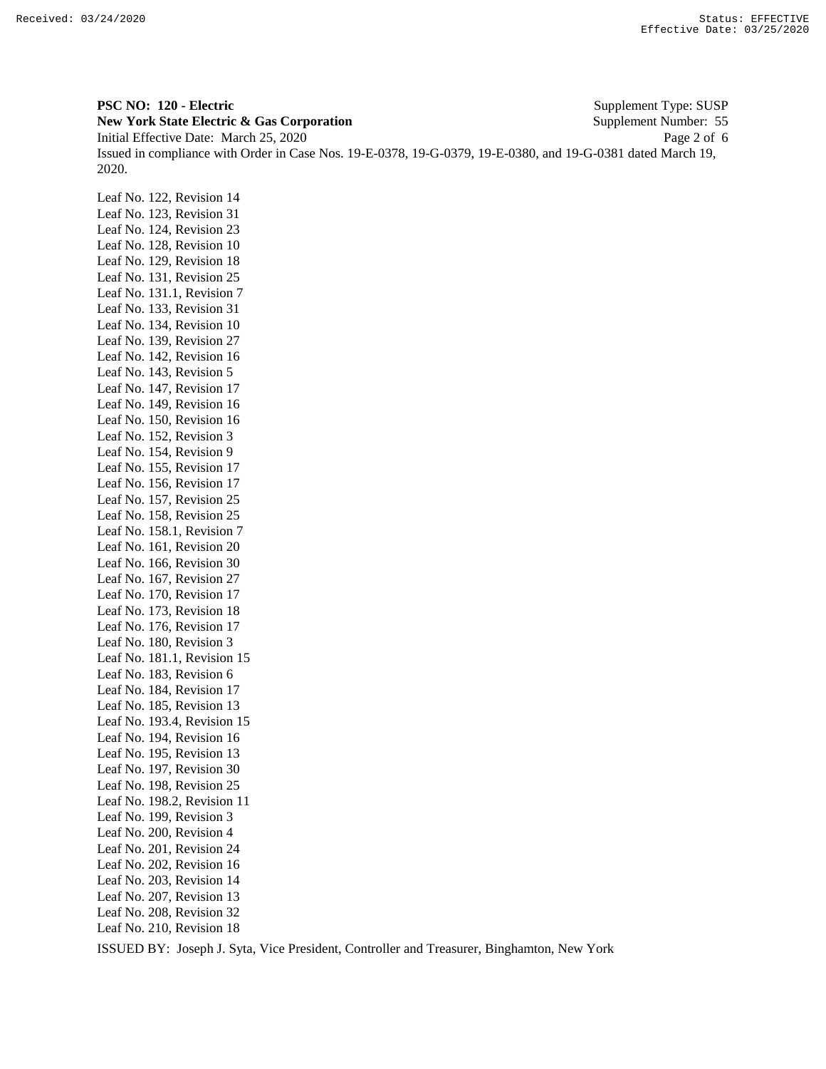**PSC NO: 120 - Electric** Supplement Type: SUSP
**New York State Electric & Gas Corporation** Supplement Number: 55
Initial Effective Date: March 25, 2020
Issued in compliance with Order in Case Nos. 19-E-0378, 19-G-0379, 19-E-0380, and 19-G-0381 dated March 19, 2020.

Leaf No. 122, Revision 14
Leaf No. 123, Revision 31
Leaf No. 124, Revision 23
Leaf No. 128, Revision 10
Leaf No. 129, Revision 18
Leaf No. 131, Revision 25
Leaf No. 131.1, Revision 7
Leaf No. 133, Revision 31
Leaf No. 134, Revision 10
Leaf No. 139, Revision 27
Leaf No. 142, Revision 16
Leaf No. 143, Revision 5
Leaf No. 147, Revision 17
Leaf No. 149, Revision 16
Leaf No. 150, Revision 16
Leaf No. 152, Revision 3
Leaf No. 154, Revision 9
Leaf No. 155, Revision 17
Leaf No. 156, Revision 17
Leaf No. 157, Revision 25
Leaf No. 158, Revision 25
Leaf No. 158.1, Revision 7
Leaf No. 161, Revision 20
Leaf No. 166, Revision 30
Leaf No. 167, Revision 27
Leaf No. 170, Revision 17
Leaf No. 173, Revision 18
Leaf No. 176, Revision 17
Leaf No. 180, Revision 3
Leaf No. 181.1, Revision 15
Leaf No. 183, Revision 6
Leaf No. 184, Revision 17
Leaf No. 185, Revision 13
Leaf No. 193.4, Revision 15
Leaf No. 194, Revision 16
Leaf No. 195, Revision 13
Leaf No. 197, Revision 30
Leaf No. 198, Revision 25
Leaf No. 198.2, Revision 11
Leaf No. 199, Revision 3
Leaf No. 200, Revision 4
Leaf No. 201, Revision 24
Leaf No. 202, Revision 16
Leaf No. 203, Revision 14
Leaf No. 207, Revision 13
Leaf No. 208, Revision 32
Leaf No. 210, Revision 18

ISSUED BY: Joseph J. Syta, Vice President, Controller and Treasurer, Binghamton, New York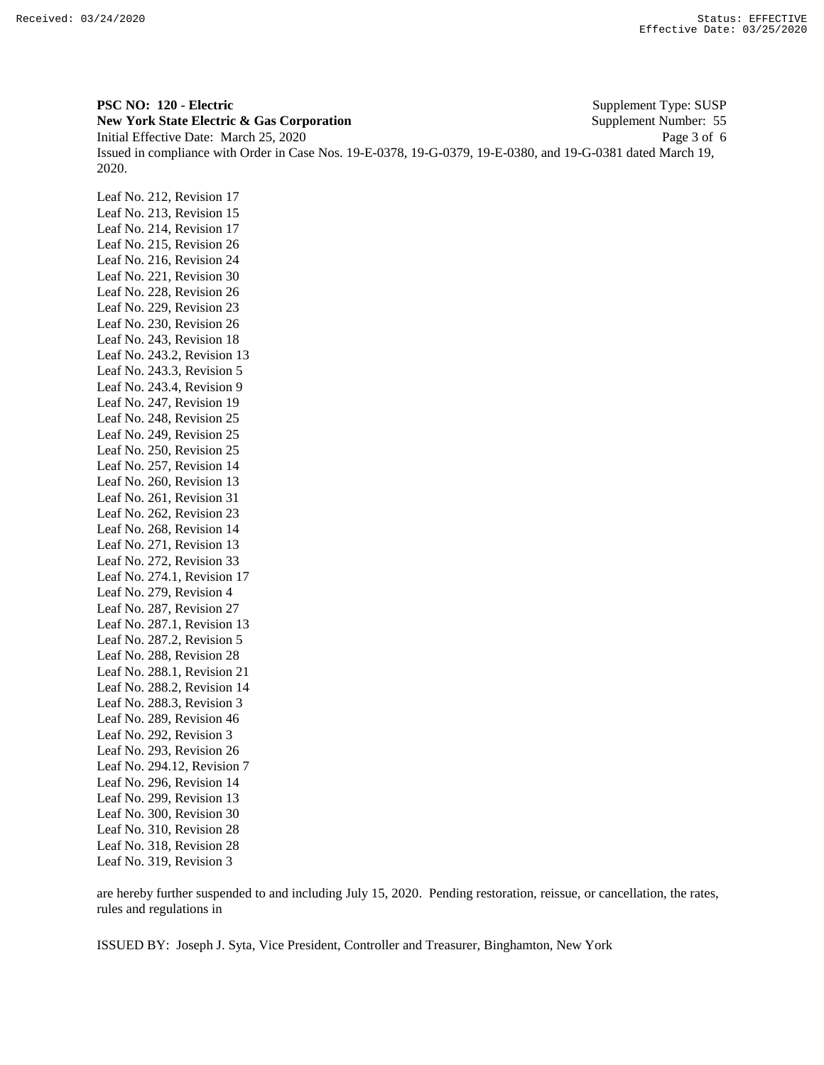**PSC NO: 120 - Electric** Supplement Type: SUSP
**New York State Electric & Gas Corporation** Supplement Number: 55
Initial Effective Date: March 25, 2020
Issued in compliance with Order in Case Nos. 19-E-0378, 19-G-0379, 19-E-0380, and 19-G-0381 dated March 19, 2020.

Leaf No. 212, Revision 17
Leaf No. 213, Revision 15
Leaf No. 214, Revision 17
Leaf No. 215, Revision 26
Leaf No. 216, Revision 24
Leaf No. 221, Revision 30
Leaf No. 228, Revision 26
Leaf No. 229, Revision 23
Leaf No. 230, Revision 26
Leaf No. 243, Revision 18
Leaf No. 243.2, Revision 13
Leaf No. 243.3, Revision 5
Leaf No. 243.4, Revision 9
Leaf No. 247, Revision 19
Leaf No. 248, Revision 25
Leaf No. 249, Revision 25
Leaf No. 250, Revision 25
Leaf No. 257, Revision 14
Leaf No. 260, Revision 13
Leaf No. 261, Revision 31
Leaf No. 262, Revision 23
Leaf No. 268, Revision 14
Leaf No. 271, Revision 13
Leaf No. 272, Revision 33
Leaf No. 274.1, Revision 17
Leaf No. 279, Revision 4
Leaf No. 287, Revision 27
Leaf No. 287.1, Revision 13
Leaf No. 287.2, Revision 5
Leaf No. 288, Revision 28
Leaf No. 288.1, Revision 21
Leaf No. 288.2, Revision 14
Leaf No. 288.3, Revision 3
Leaf No. 289, Revision 46
Leaf No. 292, Revision 3
Leaf No. 293, Revision 26
Leaf No. 294.12, Revision 7
Leaf No. 296, Revision 14
Leaf No. 299, Revision 13
Leaf No. 300, Revision 30
Leaf No. 310, Revision 28
Leaf No. 318, Revision 28
Leaf No. 319, Revision 3

are hereby further suspended to and including July 15, 2020. Pending restoration, reissue, or cancellation, the rates, rules and regulations in

ISSUED BY: Joseph J. Syta, Vice President, Controller and Treasurer, Binghamton, New York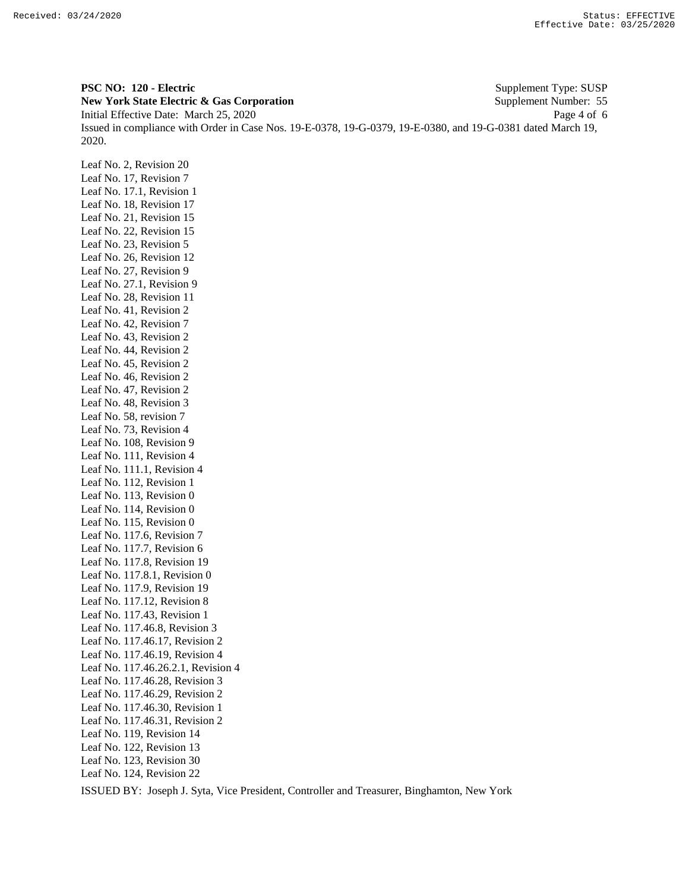**PSC NO: 120 - Electric** Supplement Type: SUSP
**New York State Electric & Gas Corporation** Supplement Number: 55
Initial Effective Date: March 25, 2020
Issued in compliance with Order in Case Nos. 19-E-0378, 19-G-0379, 19-E-0380, and 19-G-0381 dated March 19, 2020.

Leaf No. 2, Revision 20
Leaf No. 17, Revision 7
Leaf No. 17.1, Revision 1
Leaf No. 18, Revision 17
Leaf No. 21, Revision 15
Leaf No. 22, Revision 15
Leaf No. 23, Revision 5
Leaf No. 26, Revision 12
Leaf No. 27, Revision 9
Leaf No. 27.1, Revision 9
Leaf No. 28, Revision 11
Leaf No. 41, Revision 2
Leaf No. 42, Revision 7
Leaf No. 43, Revision 2
Leaf No. 44, Revision 2
Leaf No. 45, Revision 2
Leaf No. 46, Revision 2
Leaf No. 47, Revision 2
Leaf No. 48, Revision 3
Leaf No. 58, revision 7
Leaf No. 73, Revision 4
Leaf No. 108, Revision 9
Leaf No. 111, Revision 4
Leaf No. 111.1, Revision 4
Leaf No. 112, Revision 1
Leaf No. 113, Revision 0
Leaf No. 114, Revision 0
Leaf No. 115, Revision 0
Leaf No. 117.6, Revision 7
Leaf No. 117.7, Revision 6
Leaf No. 117.8, Revision 19
Leaf No. 117.8.1, Revision 0
Leaf No. 117.9, Revision 19
Leaf No. 117.12, Revision 8
Leaf No. 117.43, Revision 1
Leaf No. 117.46.8, Revision 3
Leaf No. 117.46.17, Revision 2
Leaf No. 117.46.19, Revision 4
Leaf No. 117.46.26.2.1, Revision 4
Leaf No. 117.46.28, Revision 3
Leaf No. 117.46.29, Revision 2
Leaf No. 117.46.30, Revision 1
Leaf No. 117.46.31, Revision 2
Leaf No. 119, Revision 14
Leaf No. 122, Revision 13
Leaf No. 123, Revision 30
Leaf No. 124, Revision 22

ISSUED BY: Joseph J. Syta, Vice President, Controller and Treasurer, Binghamton, New York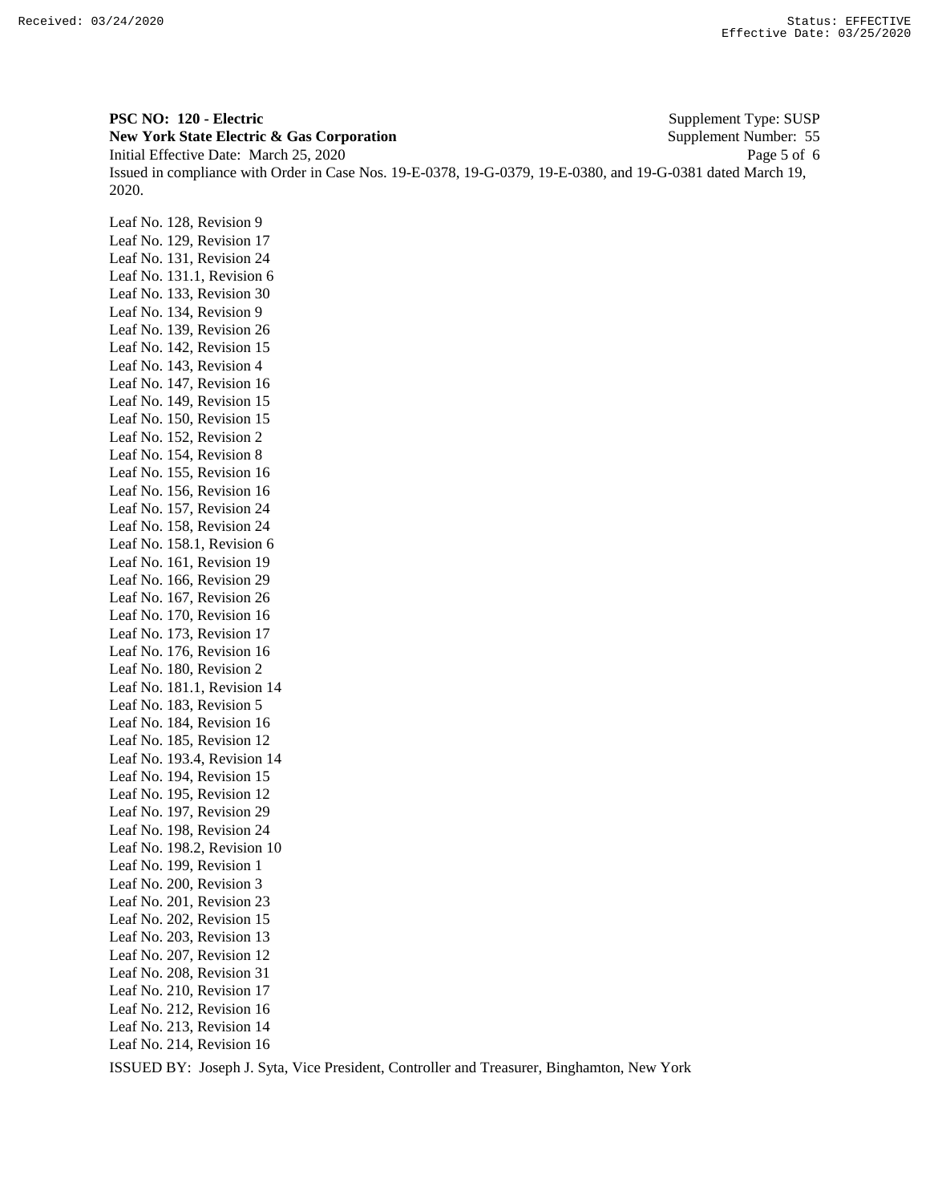**PSC NO: 120 - Electric** Supplement Type: SUSP
**New York State Electric & Gas Corporation** Supplement Number: 55
Initial Effective Date: March 25, 2020
Issued in compliance with Order in Case Nos. 19-E-0378, 19-G-0379, 19-E-0380, and 19-G-0381 dated March 19, 2020.

Leaf No. 128, Revision 9
Leaf No. 129, Revision 17
Leaf No. 131, Revision 24
Leaf No. 131.1, Revision 6
Leaf No. 133, Revision 30
Leaf No. 134, Revision 9
Leaf No. 139, Revision 26
Leaf No. 142, Revision 15
Leaf No. 143, Revision 4
Leaf No. 147, Revision 16
Leaf No. 149, Revision 15
Leaf No. 150, Revision 15
Leaf No. 152, Revision 2
Leaf No. 154, Revision 8
Leaf No. 155, Revision 16
Leaf No. 156, Revision 16
Leaf No. 157, Revision 24
Leaf No. 158, Revision 24
Leaf No. 158.1, Revision 6
Leaf No. 161, Revision 19
Leaf No. 166, Revision 29
Leaf No. 167, Revision 26
Leaf No. 170, Revision 16
Leaf No. 173, Revision 17
Leaf No. 176, Revision 16
Leaf No. 180, Revision 2
Leaf No. 181.1, Revision 14
Leaf No. 183, Revision 5
Leaf No. 184, Revision 16
Leaf No. 185, Revision 12
Leaf No. 193.4, Revision 14
Leaf No. 194, Revision 15
Leaf No. 195, Revision 12
Leaf No. 197, Revision 29
Leaf No. 198, Revision 24
Leaf No. 198.2, Revision 10
Leaf No. 199, Revision 1
Leaf No. 200, Revision 3
Leaf No. 201, Revision 23
Leaf No. 202, Revision 15
Leaf No. 203, Revision 13
Leaf No. 207, Revision 12
Leaf No. 208, Revision 31
Leaf No. 210, Revision 17
Leaf No. 212, Revision 16
Leaf No. 213, Revision 14
Leaf No. 214, Revision 16

ISSUED BY: Joseph J. Syta, Vice President, Controller and Treasurer, Binghamton, New York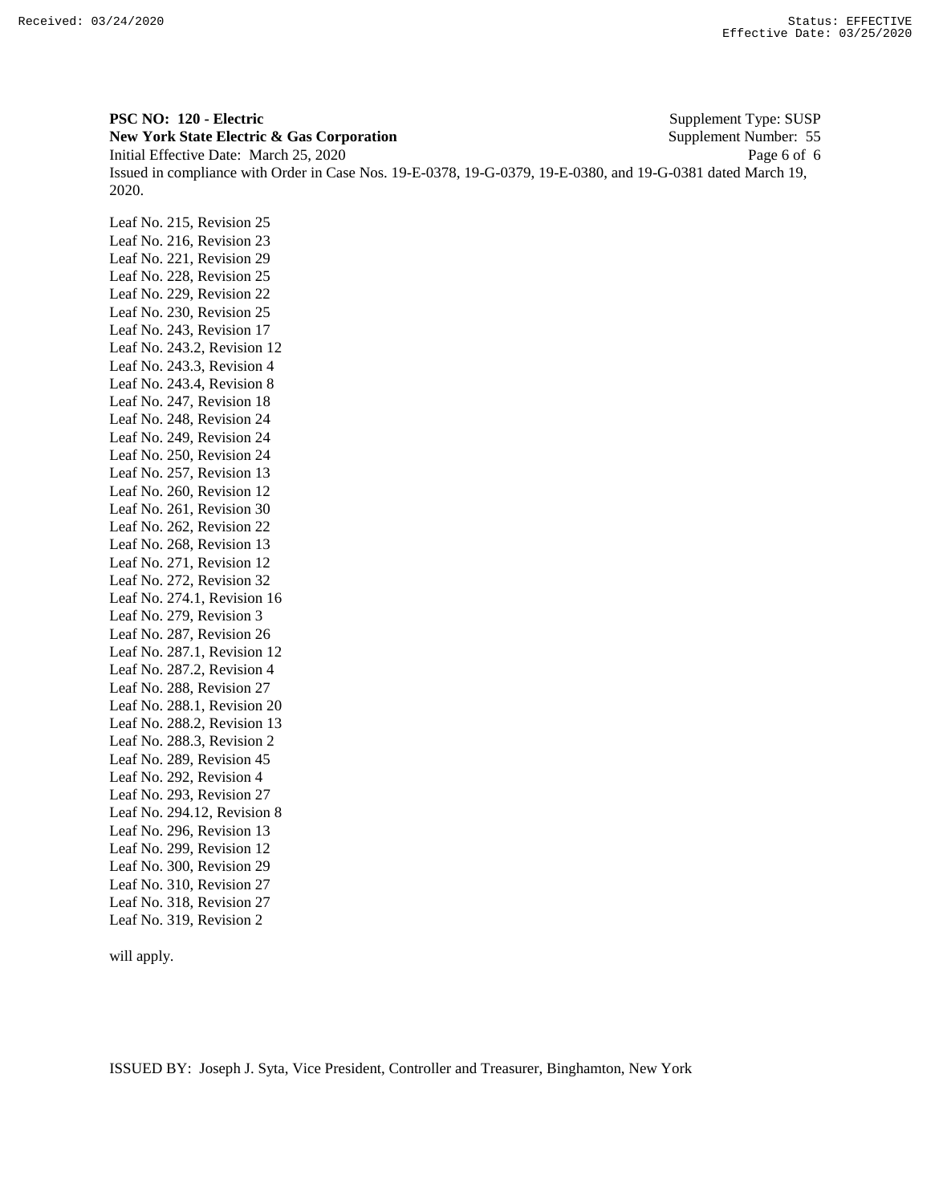**PSC NO: 120 - Electric** Supplement Type: SUSP
**New York State Electric & Gas Corporation** Supplement Number: 55
Initial Effective Date: March 25, 2020
Issued in compliance with Order in Case Nos. 19-E-0378, 19-G-0379, 19-E-0380, and 19-G-0381 dated March 19, 2020.

Leaf No. 215, Revision 25
Leaf No. 216, Revision 23
Leaf No. 221, Revision 29
Leaf No. 228, Revision 25
Leaf No. 229, Revision 22
Leaf No. 230, Revision 25
Leaf No. 243, Revision 17
Leaf No. 243.2, Revision 12
Leaf No. 243.3, Revision 4
Leaf No. 243.4, Revision 8
Leaf No. 247, Revision 18
Leaf No. 248, Revision 24
Leaf No. 249, Revision 24
Leaf No. 250, Revision 24
Leaf No. 257, Revision 13
Leaf No. 260, Revision 12
Leaf No. 261, Revision 30
Leaf No. 262, Revision 22
Leaf No. 268, Revision 13
Leaf No. 271, Revision 12
Leaf No. 272, Revision 32
Leaf No. 274.1, Revision 16
Leaf No. 279, Revision 3
Leaf No. 287, Revision 26
Leaf No. 287.1, Revision 12
Leaf No. 287.2, Revision 4
Leaf No. 288, Revision 27
Leaf No. 288.1, Revision 20
Leaf No. 288.2, Revision 13
Leaf No. 288.3, Revision 2
Leaf No. 289, Revision 45
Leaf No. 292, Revision 4
Leaf No. 293, Revision 27
Leaf No. 294.12, Revision 8
Leaf No. 296, Revision 13
Leaf No. 299, Revision 12
Leaf No. 300, Revision 29
Leaf No. 310, Revision 27
Leaf No. 318, Revision 27
Leaf No. 319, Revision 2

will apply.

ISSUED BY: Joseph J. Syta, Vice President, Controller and Treasurer, Binghamton, New York